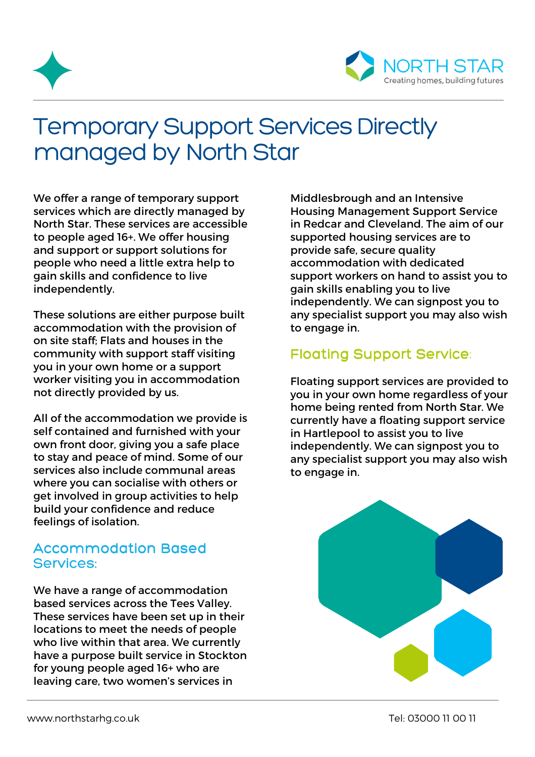NORTH STAR
Creating homes, building futures

# Temporary Support Services Directly managed by North Star

We offer a range of temporary support services which are directly managed by North Star. These services are accessible to people aged 16+. We offer housing and support or support solutions for people who need a little extra help to gain skills and confidence to live independently.

These solutions are either purpose built accommodation with the provision of on site staff; Flats and houses in the community with support staff visiting you in your own home or a support worker visiting you in accommodation not directly provided by us.

All of the accommodation we provide is self contained and furnished with your own front door, giving you a safe place to stay and peace of mind. Some of our services also include communal areas where you can socialise with others or get involved in group activities to help build your confidence and reduce feelings of isolation.

## Accommodation Based Services:

We have a range of accommodation based services across the Tees Valley. These services have been set up in their locations to meet the needs of people who live within that area. We currently have a purpose built service in Stockton for young people aged 16+ who are leaving care, two women's services in Middlesbrough and an Intensive Housing Management Support Service in Redcar and Cleveland. The aim of our supported housing services are to provide safe, secure quality accommodation with dedicated support workers on hand to assist you to gain skills enabling you to live independently. We can signpost you to any specialist support you may also wish to engage in.

## Floating Support Service:

Floating support services are provided to you in your own home regardless of your home being rented from North Star. We currently have a floating support service in Hartlepool to assist you to live independently. We can signpost you to any specialist support you may also wish to engage in.

www.northstarhg.co.uk

Tel: 03000 11 00 11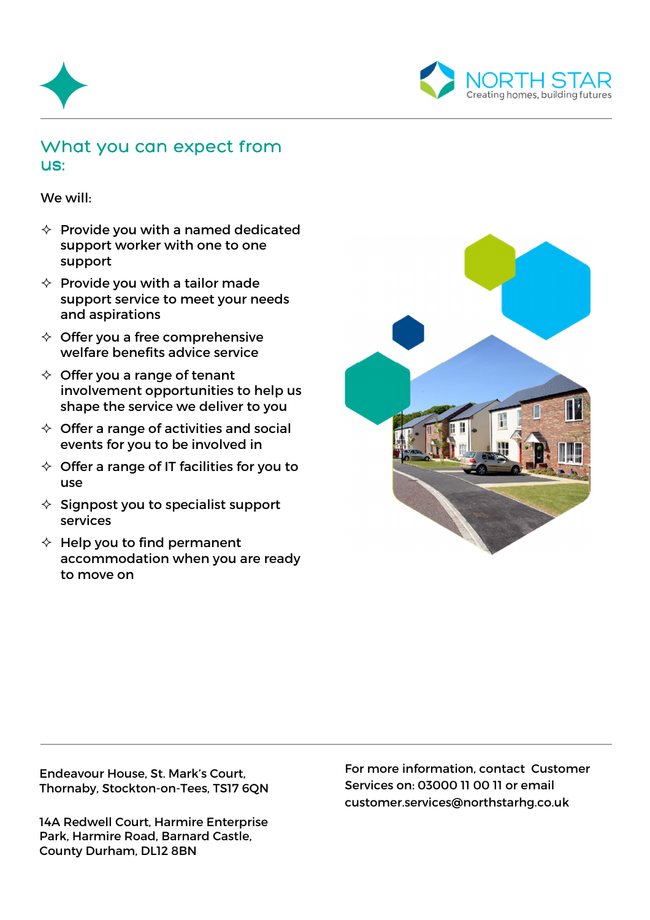## What you can expect from us:

We will:

- Provide you with a named dedicated support worker with one to one support
- Provide you with a tailor made support service to meet your needs and aspirations
- Offer you a free comprehensive welfare benefits advice service
- Offer you a range of tenant involvement opportunities to help us shape the service we deliver to you
- Offer a range of activities and social events for you to be involved in
- Offer a range of IT facilities for you to use
- Signpost you to specialist support services
- Help you to find permanent accommodation when you are ready to move on

Endeavour House, St. Mark's Court, Thornaby, Stockton-on-Tees, TS17 6QN

14A Redwell Court, Harmire Enterprise Park, Harmire Road, Barnard Castle, County Durham, DL12 8BN

For more information, contact Customer Services on: 03000 11 00 11 or email customer.services@northstarhg.co.uk